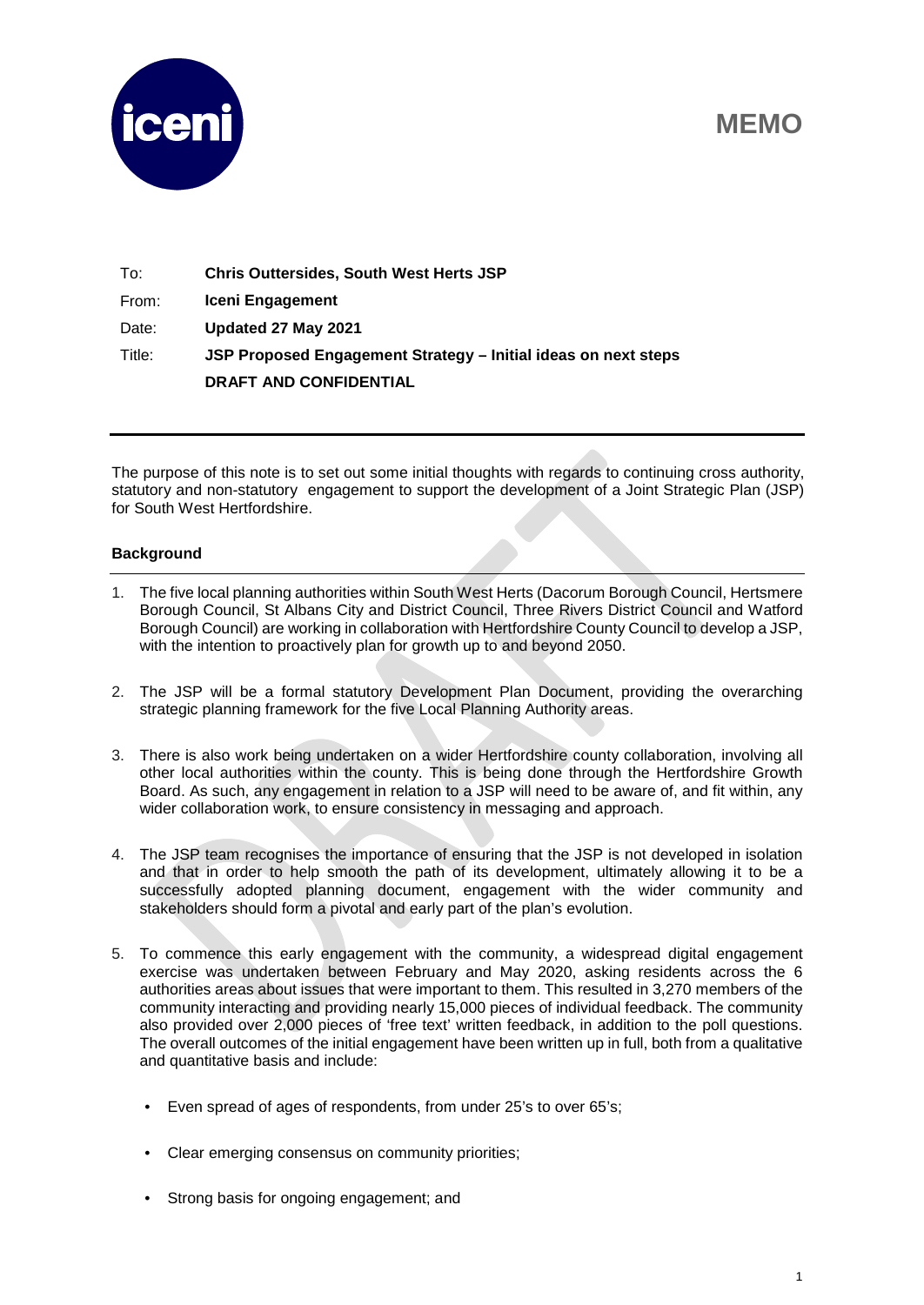# MEMO

| | |
|---|---|
| To: | **Chris Outtersides, South West Herts JSP** |
| From: | **Iceni Engagement** |
| Date: | **Updated 27 May 2021** |
| Title: | **JSP Proposed Engagement Strategy – Initial ideas on next steps** |
| | **DRAFT AND CONFIDENTIAL** |

The purpose of this note is to set out some initial thoughts with regards to continuing cross authority, statutory and non-statutory engagement to support the development of a Joint Strategic Plan (JSP) for South West Hertfordshire.

## Background

1. The five local planning authorities within South West Herts (Dacorum Borough Council, Hertsmere Borough Council, St Albans City and District Council, Three Rivers District Council and Watford Borough Council) are working in collaboration with Hertfordshire County Council to develop a JSP, with the intention to proactively plan for growth up to and beyond 2050.

2. The JSP will be a formal statutory Development Plan Document, providing the overarching strategic planning framework for the five Local Planning Authority areas.

3. There is also work being undertaken on a wider Hertfordshire county collaboration, involving all other local authorities within the county. This is being done through the Hertfordshire Growth Board. As such, any engagement in relation to a JSP will need to be aware of, and fit within, any wider collaboration work, to ensure consistency in messaging and approach.

4. The JSP team recognises the importance of ensuring that the JSP is not developed in isolation and that in order to help smooth the path of its development, ultimately allowing it to be a successfully adopted planning document, engagement with the wider community and stakeholders should form a pivotal and early part of the plan's evolution.

5. To commence this early engagement with the community, a widespread digital engagement exercise was undertaken between February and May 2020, asking residents across the 6 authorities areas about issues that were important to them. This resulted in 3,270 members of the community interacting and providing nearly 15,000 pieces of individual feedback. The community also provided over 2,000 pieces of 'free text' written feedback, in addition to the poll questions. The overall outcomes of the initial engagement have been written up in full, both from a qualitative and quantitative basis and include:

   - Even spread of ages of respondents, from under 25's to over 65's;
   - Clear emerging consensus on community priorities;
   - Strong basis for ongoing engagement; and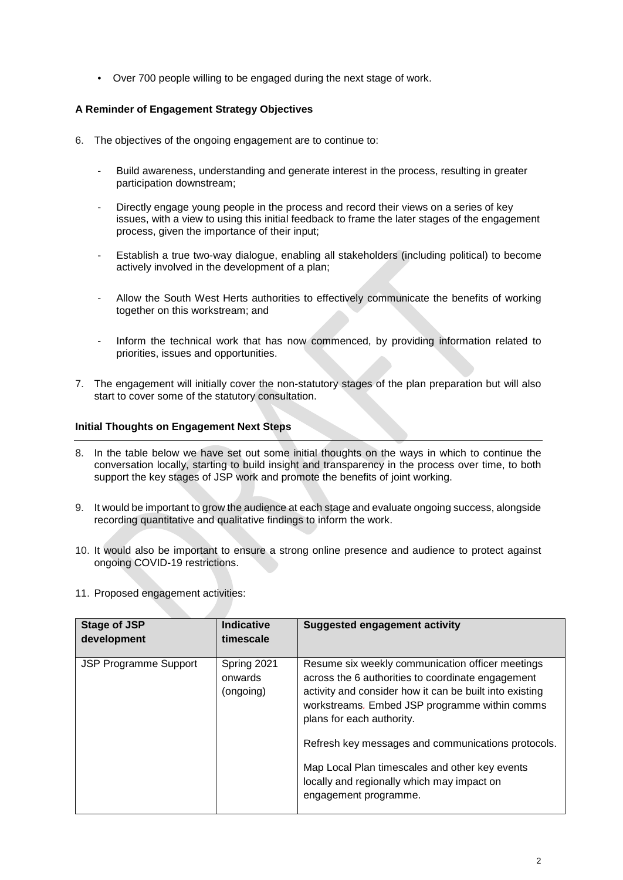- Over 700 people willing to be engaged during the next stage of work.

**A Reminder of Engagement Strategy Objectives**

6. The objectives of the ongoing engagement are to continue to:

   - Build awareness, understanding and generate interest in the process, resulting in greater participation downstream;

   - Directly engage young people in the process and record their views on a series of key issues, with a view to using this initial feedback to frame the later stages of the engagement process, given the importance of their input;

   - Establish a true two-way dialogue, enabling all stakeholders (including political) to become actively involved in the development of a plan;

   - Allow the South West Herts authorities to effectively communicate the benefits of working together on this workstream; and

   - Inform the technical work that has now commenced, by providing information related to priorities, issues and opportunities.

7. The engagement will initially cover the non-statutory stages of the plan preparation but will also start to cover some of the statutory consultation.

**Initial Thoughts on Engagement Next Steps**

8. In the table below we have set out some initial thoughts on the ways in which to continue the conversation locally, starting to build insight and transparency in the process over time, to both support the key stages of JSP work and promote the benefits of joint working.

9. It would be important to grow the audience at each stage and evaluate ongoing success, alongside recording quantitative and qualitative findings to inform the work.

10. It would also be important to ensure a strong online presence and audience to protect against ongoing COVID-19 restrictions.

11. Proposed engagement activities:

| Stage of JSP development | Indicative timescale | Suggested engagement activity |
|---|---|---|
| JSP Programme Support | Spring 2021 onwards (ongoing) | Resume six weekly communication officer meetings across the 6 authorities to coordinate engagement activity and consider how it can be built into existing workstreams. Embed JSP programme within comms plans for each authority.<br><br>Refresh key messages and communications protocols.<br><br>Map Local Plan timescales and other key events locally and regionally which may impact on engagement programme. |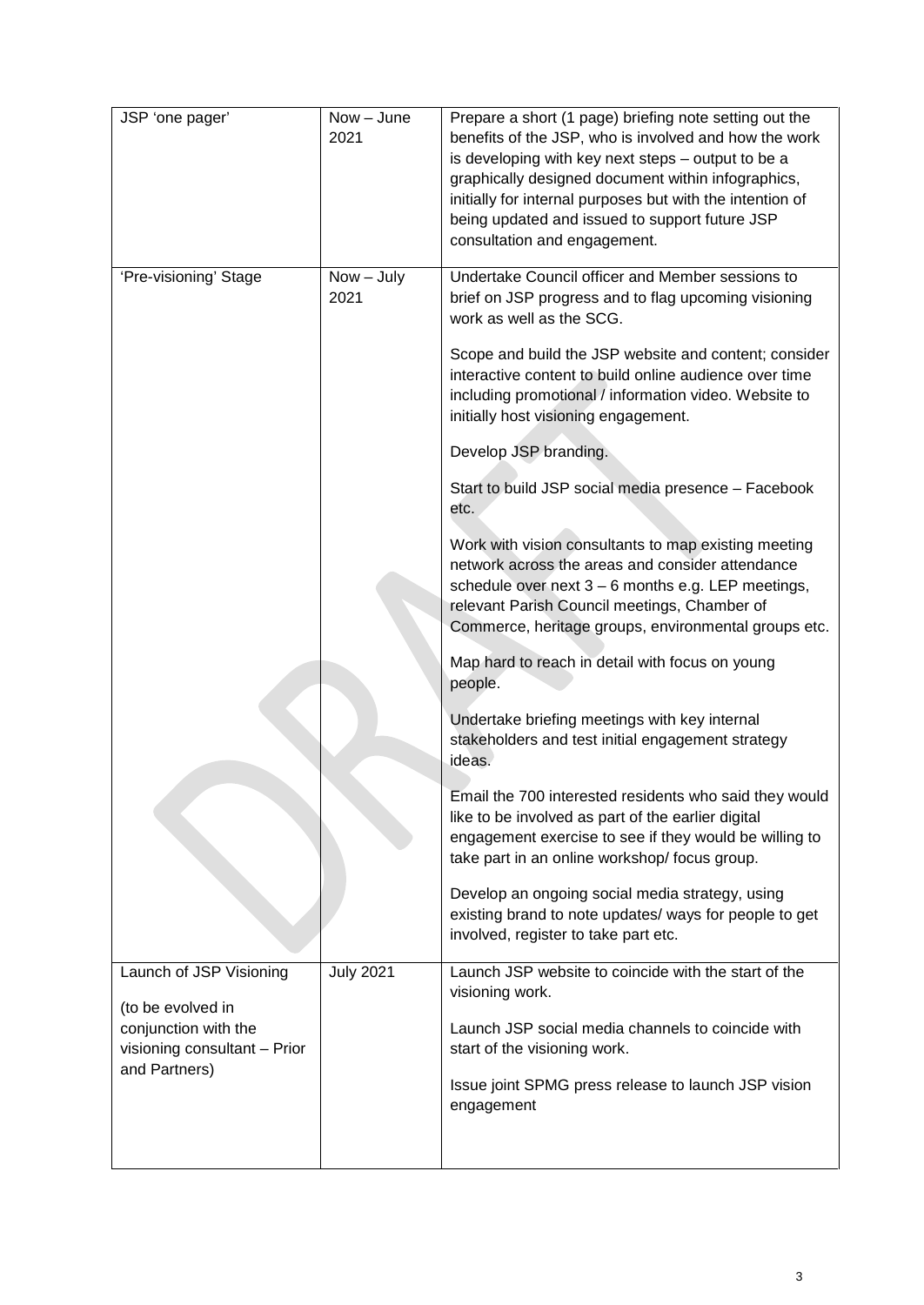| JSP 'one pager' | Now – June 2021 | Prepare a short (1 page) briefing note setting out the benefits of the JSP, who is involved and how the work is developing with key next steps – output to be a graphically designed document within infographics, initially for internal purposes but with the intention of being updated and issued to support future JSP consultation and engagement. |
|---|---|---|
| 'Pre-visioning' Stage | Now – July 2021 | Undertake Council officer and Member sessions to brief on JSP progress and to flag upcoming visioning work as well as the SCG.<br><br>Scope and build the JSP website and content; consider interactive content to build online audience over time including promotional / information video. Website to initially host visioning engagement.<br><br>Develop JSP branding.<br><br>Start to build JSP social media presence – Facebook etc.<br><br>Work with vision consultants to map existing meeting network across the areas and consider attendance schedule over next 3 – 6 months e.g. LEP meetings, relevant Parish Council meetings, Chamber of Commerce, heritage groups, environmental groups etc.<br><br>Map hard to reach in detail with focus on young people.<br><br>Undertake briefing meetings with key internal stakeholders and test initial engagement strategy ideas.<br><br>Email the 700 interested residents who said they would like to be involved as part of the earlier digital engagement exercise to see if they would be willing to take part in an online workshop/ focus group.<br><br>Develop an ongoing social media strategy, using existing brand to note updates/ ways for people to get involved, register to take part etc. |
| Launch of JSP Visioning<br><br>(to be evolved in conjunction with the visioning consultant – Prior and Partners) | July 2021 | Launch JSP website to coincide with the start of the visioning work.<br><br>Launch JSP social media channels to coincide with start of the visioning work.<br><br>Issue joint SPMG press release to launch JSP vision engagement |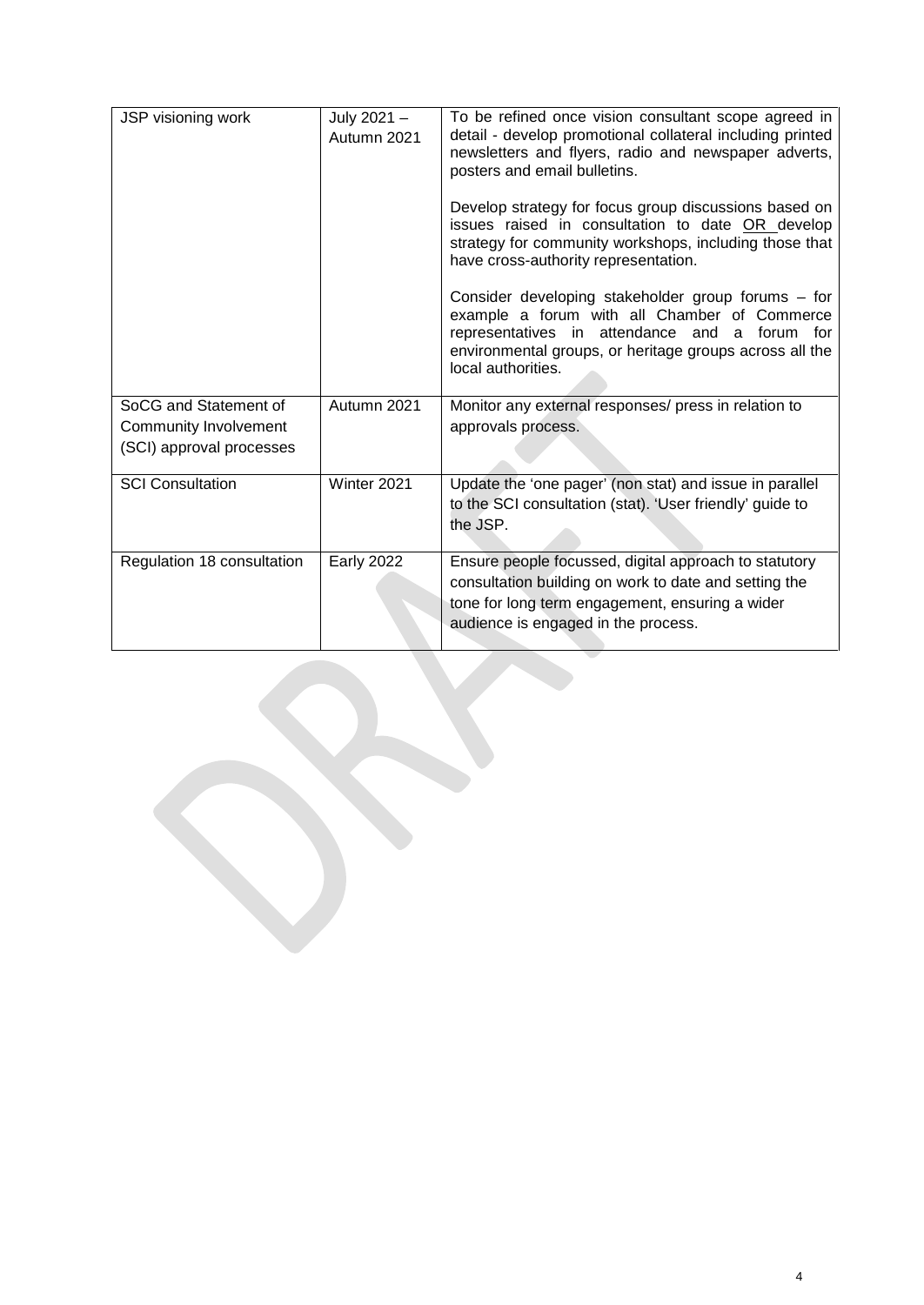| | | |
|---|---|---|
| JSP visioning work | July 2021 – Autumn 2021 | To be refined once vision consultant scope agreed in detail - develop promotional collateral including printed newsletters and flyers, radio and newspaper adverts, posters and email bulletins.<br><br>Develop strategy for focus group discussions based on issues raised in consultation to date OR develop strategy for community workshops, including those that have cross-authority representation.<br><br>Consider developing stakeholder group forums – for example a forum with all Chamber of Commerce representatives in attendance and a forum for environmental groups, or heritage groups across all the local authorities. |
| SoCG and Statement of Community Involvement (SCI) approval processes | Autumn 2021 | Monitor any external responses/ press in relation to approvals process. |
| SCI Consultation | Winter 2021 | Update the 'one pager' (non stat) and issue in parallel to the SCI consultation (stat). 'User friendly' guide to the JSP. |
| Regulation 18 consultation | Early 2022 | Ensure people focussed, digital approach to statutory consultation building on work to date and setting the tone for long term engagement, ensuring a wider audience is engaged in the process. |